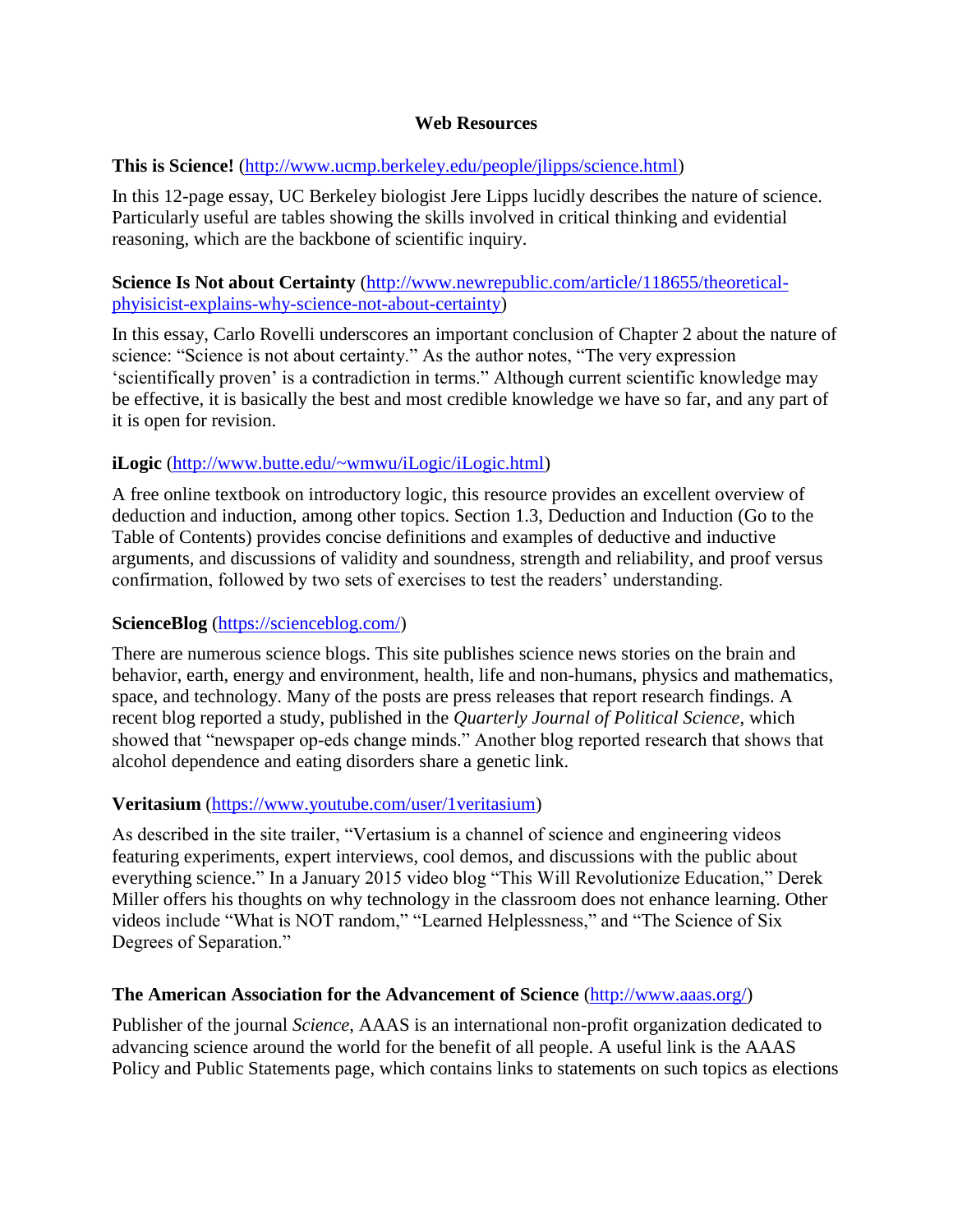# Web Resources

**This is Science!** (http://www.ucmp.berkeley.edu/people/jlipps/science.html)

In this 12-page essay, UC Berkeley biologist Jere Lipps lucidly describes the nature of science. Particularly useful are tables showing the skills involved in critical thinking and evidential reasoning, which are the backbone of scientific inquiry.

**Science Is Not about Certainty** (http://www.newrepublic.com/article/118655/theoretical-phyisicist-explains-why-science-not-about-certainty)

In this essay, Carlo Rovelli underscores an important conclusion of Chapter 2 about the nature of science: "Science is not about certainty." As the author notes, "The very expression 'scientifically proven' is a contradiction in terms." Although current scientific knowledge may be effective, it is basically the best and most credible knowledge we have so far, and any part of it is open for revision.

**iLogic** (http://www.butte.edu/~wmwu/iLogic/iLogic.html)

A free online textbook on introductory logic, this resource provides an excellent overview of deduction and induction, among other topics. Section 1.3, Deduction and Induction (Go to the Table of Contents) provides concise definitions and examples of deductive and inductive arguments, and discussions of validity and soundness, strength and reliability, and proof versus confirmation, followed by two sets of exercises to test the readers' understanding.

**ScienceBlog** (https://scienceblog.com/)

There are numerous science blogs. This site publishes science news stories on the brain and behavior, earth, energy and environment, health, life and non-humans, physics and mathematics, space, and technology. Many of the posts are press releases that report research findings. A recent blog reported a study, published in the *Quarterly Journal of Political Science*, which showed that "newspaper op-eds change minds." Another blog reported research that shows that alcohol dependence and eating disorders share a genetic link.

**Veritasium** (https://www.youtube.com/user/1veritasium)

As described in the site trailer, "Vertasium is a channel of science and engineering videos featuring experiments, expert interviews, cool demos, and discussions with the public about everything science." In a January 2015 video blog "This Will Revolutionize Education," Derek Miller offers his thoughts on why technology in the classroom does not enhance learning. Other videos include "What is NOT random," "Learned Helplessness," and "The Science of Six Degrees of Separation."

**The American Association for the Advancement of Science** (http://www.aaas.org/)

Publisher of the journal *Science*, AAAS is an international non-profit organization dedicated to advancing science around the world for the benefit of all people. A useful link is the AAAS Policy and Public Statements page, which contains links to statements on such topics as elections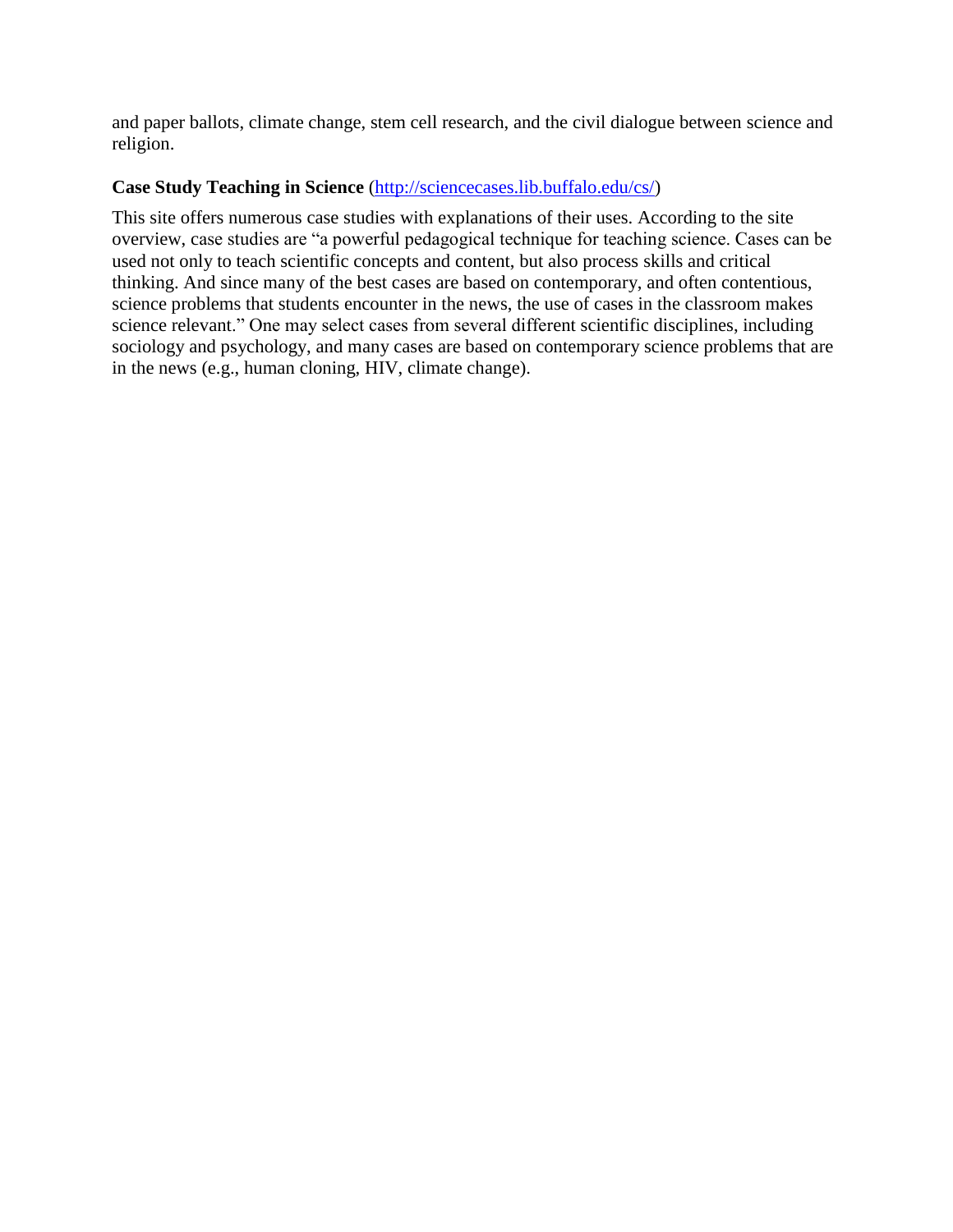and paper ballots, climate change, stem cell research, and the civil dialogue between science and religion.

**Case Study Teaching in Science** ([http://sciencecases.lib.buffalo.edu/cs/](http://sciencecases.lib.buffalo.edu/cs/))

This site offers numerous case studies with explanations of their uses. According to the site overview, case studies are "a powerful pedagogical technique for teaching science. Cases can be used not only to teach scientific concepts and content, but also process skills and critical thinking. And since many of the best cases are based on contemporary, and often contentious, science problems that students encounter in the news, the use of cases in the classroom makes science relevant." One may select cases from several different scientific disciplines, including sociology and psychology, and many cases are based on contemporary science problems that are in the news (e.g., human cloning, HIV, climate change).